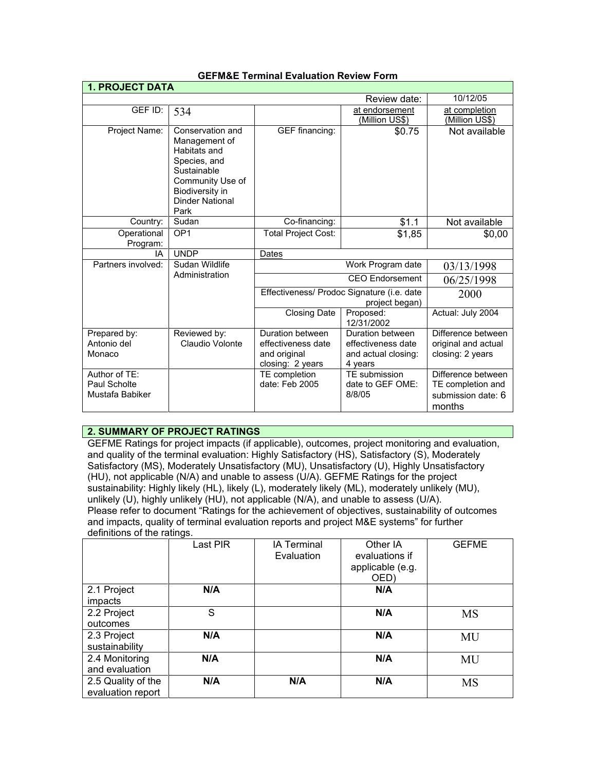# GEFM&E Terminal Evaluation Review Form

| **1. PROJECT DATA** | | | | |
|---|---|---|---|---|
| | | | Review date: | 10/12/05 |
| GEF ID: | 534 | | at endorsement (Million US$) | at completion (Million US$) |
| Project Name: | Conservation and Management of Habitats and Species, and Sustainable Community Use of Biodiversity in Dinder National Park | GEF financing: | $0.75 | Not available |
| Country: | Sudan | Co-financing: | $1.1 | Not available |
| Operational Program: | OP1 | Total Project Cost: | $1,85 | $0,00 |
| IA | UNDP | Dates | | |
| Partners involved: | Sudan Wildlife Administration | Work Program date | | 03/13/1998 |
| | | CEO Endorsement | | 06/25/1998 |
| | | Effectiveness/ Prodoc Signature (i.e. date project began) | | 2000 |
| | | Closing Date | Proposed: 12/31/2002 | Actual: July 2004 |
| Prepared by: Antonio del Monaco | Reviewed by: Claudio Volonte | Duration between effectiveness date and original closing: 2 years | Duration between effectiveness date and actual closing: 4 years | Difference between original and actual closing: 2 years |
| Author of TE: Paul Scholte Mustafa Babiker | | TE completion date: Feb 2005 | TE submission date to GEF OME: 8/8/05 | Difference between TE completion and submission date: 6 months |

## 2. SUMMARY OF PROJECT RATINGS

GEFME Ratings for project impacts (if applicable), outcomes, project monitoring and evaluation, and quality of the terminal evaluation: Highly Satisfactory (HS), Satisfactory (S), Moderately Satisfactory (MS), Moderately Unsatisfactory (MU), Unsatisfactory (U), Highly Unsatisfactory (HU), not applicable (N/A) and unable to assess (U/A). GEFME Ratings for the project sustainability: Highly likely (HL), likely (L), moderately likely (ML), moderately unlikely (MU), unlikely (U), highly unlikely (HU), not applicable (N/A), and unable to assess (U/A).
Please refer to document "Ratings for the achievement of objectives, sustainability of outcomes and impacts, quality of terminal evaluation reports and project M&E systems" for further definitions of the ratings.

| | Last PIR | IA Terminal Evaluation | Other IA evaluations if applicable (e.g. OED) | GEFME |
|---|---|---|---|---|
| 2.1 Project impacts | **N/A** | | **N/A** | |
| 2.2 Project outcomes | S | | **N/A** | MS |
| 2.3 Project sustainability | **N/A** | | **N/A** | MU |
| 2.4 Monitoring and evaluation | **N/A** | | **N/A** | MU |
| 2.5 Quality of the evaluation report | **N/A** | **N/A** | **N/A** | MS |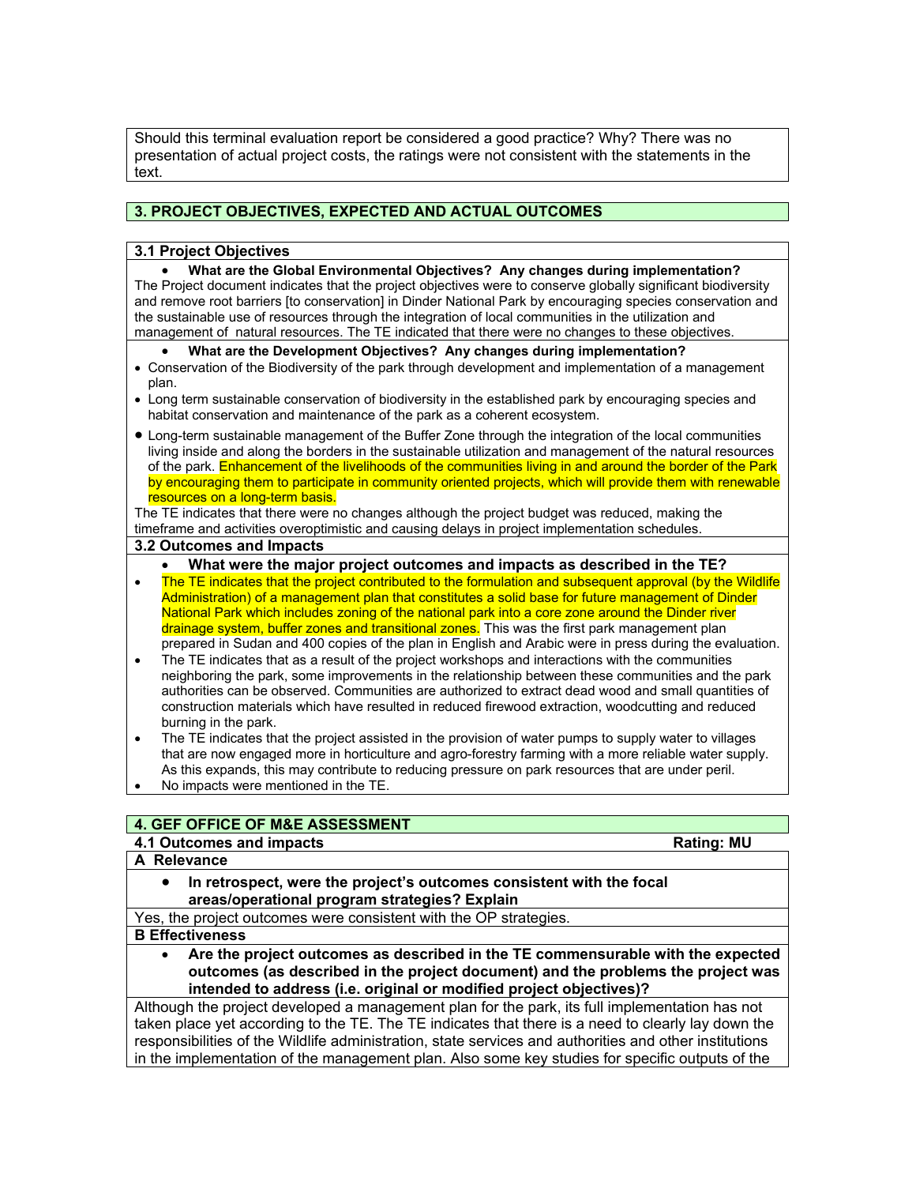Should this terminal evaluation report be considered a good practice? Why? There was no presentation of actual project costs, the ratings were not consistent with the statements in the text.

## 3. PROJECT OBJECTIVES, EXPECTED AND ACTUAL OUTCOMES

### 3.1 Project Objectives

- **What are the Global Environmental Objectives? Any changes during implementation?**

The Project document indicates that the project objectives were to conserve globally significant biodiversity and remove root barriers [to conservation] in Dinder National Park by encouraging species conservation and the sustainable use of resources through the integration of local communities in the utilization and management of natural resources. The TE indicated that there were no changes to these objectives.

- **What are the Development Objectives? Any changes during implementation?**

- Conservation of the Biodiversity of the park through development and implementation of a management plan.
- Long term sustainable conservation of biodiversity in the established park by encouraging species and habitat conservation and maintenance of the park as a coherent ecosystem.
- Long-term sustainable management of the Buffer Zone through the integration of the local communities living inside and along the borders in the sustainable utilization and management of the natural resources of the park. Enhancement of the livelihoods of the communities living in and around the border of the Park by encouraging them to participate in community oriented projects, which will provide them with renewable resources on a long-term basis.

The TE indicates that there were no changes although the project budget was reduced, making the timeframe and activities overoptimistic and causing delays in project implementation schedules.

### 3.2 Outcomes and Impacts

- **What were the major project outcomes and impacts as described in the TE?**

- The TE indicates that the project contributed to the formulation and subsequent approval (by the Wildlife Administration) of a management plan that constitutes a solid base for future management of Dinder National Park which includes zoning of the national park into a core zone around the Dinder river drainage system, buffer zones and transitional zones. This was the first park management plan prepared in Sudan and 400 copies of the plan in English and Arabic were in press during the evaluation.
- The TE indicates that as a result of the project workshops and interactions with the communities neighboring the park, some improvements in the relationship between these communities and the park authorities can be observed. Communities are authorized to extract dead wood and small quantities of construction materials which have resulted in reduced firewood extraction, woodcutting and reduced burning in the park.
- The TE indicates that the project assisted in the provision of water pumps to supply water to villages that are now engaged more in horticulture and agro-forestry farming with a more reliable water supply. As this expands, this may contribute to reducing pressure on park resources that are under peril.
- No impacts were mentioned in the TE.

## 4. GEF OFFICE OF M&E ASSESSMENT

### 4.1 Outcomes and impacts — Rating: MU

**A Relevance**

- **In retrospect, were the project's outcomes consistent with the focal areas/operational program strategies? Explain**

Yes, the project outcomes were consistent with the OP strategies.

**B Effectiveness**

- **Are the project outcomes as described in the TE commensurable with the expected outcomes (as described in the project document) and the problems the project was intended to address (i.e. original or modified project objectives)?**

Although the project developed a management plan for the park, its full implementation has not taken place yet according to the TE. The TE indicates that there is a need to clearly lay down the responsibilities of the Wildlife administration, state services and authorities and other institutions in the implementation of the management plan. Also some key studies for specific outputs of the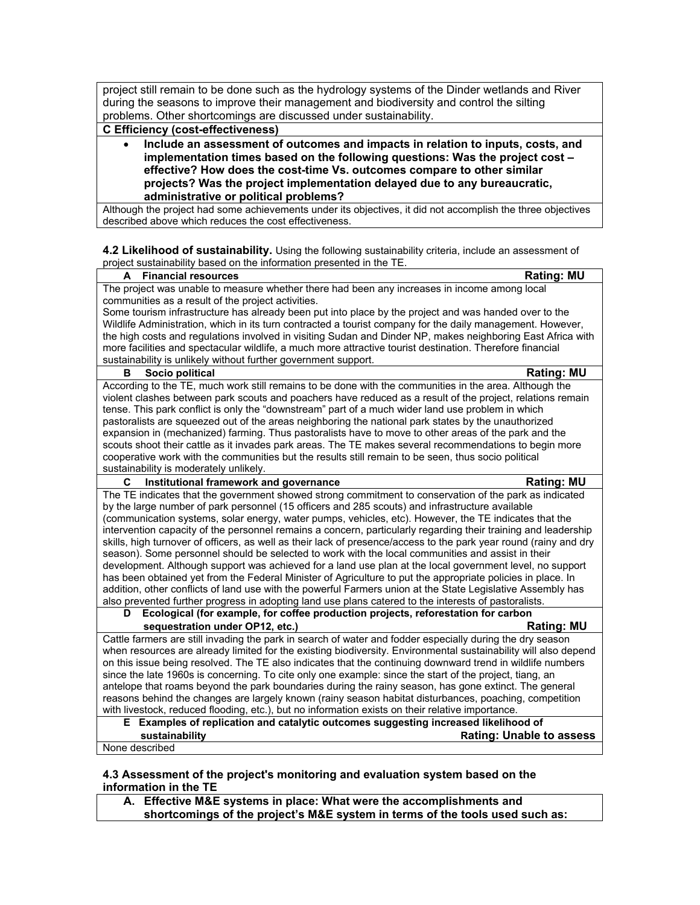project still remain to be done such as the hydrology systems of the Dinder wetlands and River during the seasons to improve their management and biodiversity and control the silting problems. Other shortcomings are discussed under sustainability.

**C Efficiency (cost-effectiveness)**

- **Include an assessment of outcomes and impacts in relation to inputs, costs, and implementation times based on the following questions: Was the project cost – effective? How does the cost-time Vs. outcomes compare to other similar projects? Was the project implementation delayed due to any bureaucratic, administrative or political problems?**

Although the project had some achievements under its objectives, it did not accomplish the three objectives described above which reduces the cost effectiveness.

**4.2 Likelihood of sustainability.** Using the following sustainability criteria, include an assessment of project sustainability based on the information presented in the TE.

**A Financial resources** **Rating: MU**

The project was unable to measure whether there had been any increases in income among local communities as a result of the project activities.
Some tourism infrastructure has already been put into place by the project and was handed over to the Wildlife Administration, which in its turn contracted a tourist company for the daily management. However, the high costs and regulations involved in visiting Sudan and Dinder NP, makes neighboring East Africa with more facilities and spectacular wildlife, a much more attractive tourist destination. Therefore financial sustainability is unlikely without further government support.

**B Socio political** **Rating: MU**

According to the TE, much work still remains to be done with the communities in the area. Although the violent clashes between park scouts and poachers have reduced as a result of the project, relations remain tense. This park conflict is only the "downstream" part of a much wider land use problem in which pastoralists are squeezed out of the areas neighboring the national park states by the unauthorized expansion in (mechanized) farming. Thus pastoralists have to move to other areas of the park and the scouts shoot their cattle as it invades park areas. The TE makes several recommendations to begin more cooperative work with the communities but the results still remain to be seen, thus socio political sustainability is moderately unlikely.

**C Institutional framework and governance** **Rating: MU**

The TE indicates that the government showed strong commitment to conservation of the park as indicated by the large number of park personnel (15 officers and 285 scouts) and infrastructure available (communication systems, solar energy, water pumps, vehicles, etc). However, the TE indicates that the intervention capacity of the personnel remains a concern, particularly regarding their training and leadership skills, high turnover of officers, as well as their lack of presence/access to the park year round (rainy and dry season). Some personnel should be selected to work with the local communities and assist in their development. Although support was achieved for a land use plan at the local government level, no support has been obtained yet from the Federal Minister of Agriculture to put the appropriate policies in place. In addition, other conflicts of land use with the powerful Farmers union at the State Legislative Assembly has also prevented further progress in adopting land use plans catered to the interests of pastoralists.

**D Ecological (for example, for coffee production projects, reforestation for carbon sequestration under OP12, etc.)** **Rating: MU**

Cattle farmers are still invading the park in search of water and fodder especially during the dry season when resources are already limited for the existing biodiversity. Environmental sustainability will also depend on this issue being resolved. The TE also indicates that the continuing downward trend in wildlife numbers since the late 1960s is concerning. To cite only one example: since the start of the project, tiang, an antelope that roams beyond the park boundaries during the rainy season, has gone extinct. The general reasons behind the changes are largely known (rainy season habitat disturbances, poaching, competition with livestock, reduced flooding, etc.), but no information exists on their relative importance.

**E Examples of replication and catalytic outcomes suggesting increased likelihood of sustainability** **Rating: Unable to assess**

None described

**4.3 Assessment of the project's monitoring and evaluation system based on the information in the TE**

**A. Effective M&E systems in place: What were the accomplishments and shortcomings of the project's M&E system in terms of the tools used such as:**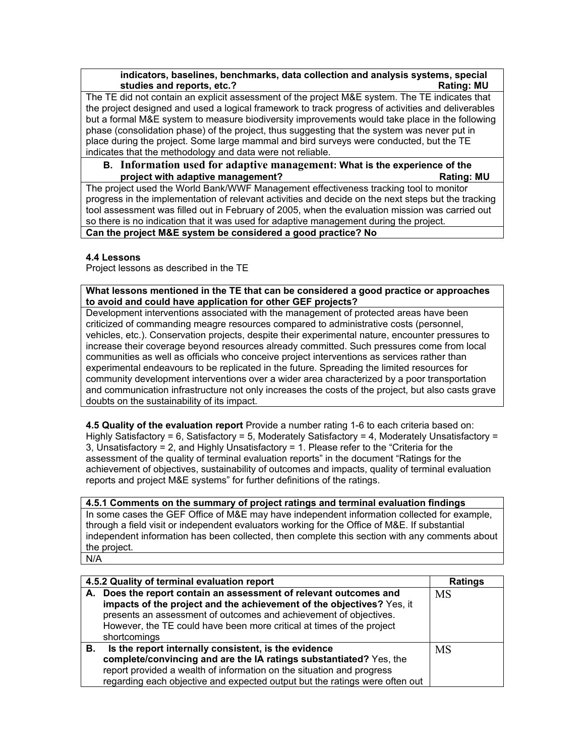| indicators, baselines, benchmarks, data collection and analysis systems, special studies and reports, etc.? **Rating: MU** |
|---|
| The TE did not contain an explicit assessment of the project M&E system. The TE indicates that the project designed and used a logical framework to track progress of activities and deliverables but a formal M&E system to measure biodiversity improvements would take place in the following phase (consolidation phase) of the project, thus suggesting that the system was never put in place during the project. Some large mammal and bird surveys were conducted, but the TE indicates that the methodology and data were not reliable. |
| **B. Information used for adaptive management: What is the experience of the project with adaptive management? Rating: MU** |
| The project used the World Bank/WWF Management effectiveness tracking tool to monitor progress in the implementation of relevant activities and decide on the next steps but the tracking tool assessment was filled out in February of 2005, when the evaluation mission was carried out so there is no indication that it was used for adaptive management during the project. |
| **Can the project M&E system be considered a good practice? No** |

**4.4 Lessons**

Project lessons as described in the TE

| What lessons mentioned in the TE that can be considered a good practice or approaches to avoid and could have application for other GEF projects? |
|---|
| Development interventions associated with the management of protected areas have been criticized of commanding meagre resources compared to administrative costs (personnel, vehicles, etc.). Conservation projects, despite their experimental nature, encounter pressures to increase their coverage beyond resources already committed. Such pressures come from local communities as well as officials who conceive project interventions as services rather than experimental endeavours to be replicated in the future. Spreading the limited resources for community development interventions over a wider area characterized by a poor transportation and communication infrastructure not only increases the costs of the project, but also casts grave doubts on the sustainability of its impact. |

**4.5 Quality of the evaluation report** Provide a number rating 1-6 to each criteria based on: Highly Satisfactory = 6, Satisfactory = 5, Moderately Satisfactory = 4, Moderately Unsatisfactory = 3, Unsatisfactory = 2, and Highly Unsatisfactory = 1. Please refer to the "Criteria for the assessment of the quality of terminal evaluation reports" in the document "Ratings for the achievement of objectives, sustainability of outcomes and impacts, quality of terminal evaluation reports and project M&E systems" for further definitions of the ratings.

| 4.5.1 Comments on the summary of project ratings and terminal evaluation findings |
|---|
| In some cases the GEF Office of M&E may have independent information collected for example, through a field visit or independent evaluators working for the Office of M&E. If substantial independent information has been collected, then complete this section with any comments about the project. |
| N/A |

| 4.5.2 Quality of terminal evaluation report | Ratings |
|---|---|
| **A. Does the report contain an assessment of relevant outcomes and impacts of the project and the achievement of the objectives?** Yes, it presents an assessment of outcomes and achievement of objectives. However, the TE could have been more critical at times of the project shortcomings | MS |
| **B. Is the report internally consistent, is the evidence complete/convincing and are the IA ratings substantiated?** Yes, the report provided a wealth of information on the situation and progress regarding each objective and expected output but the ratings were often out | MS |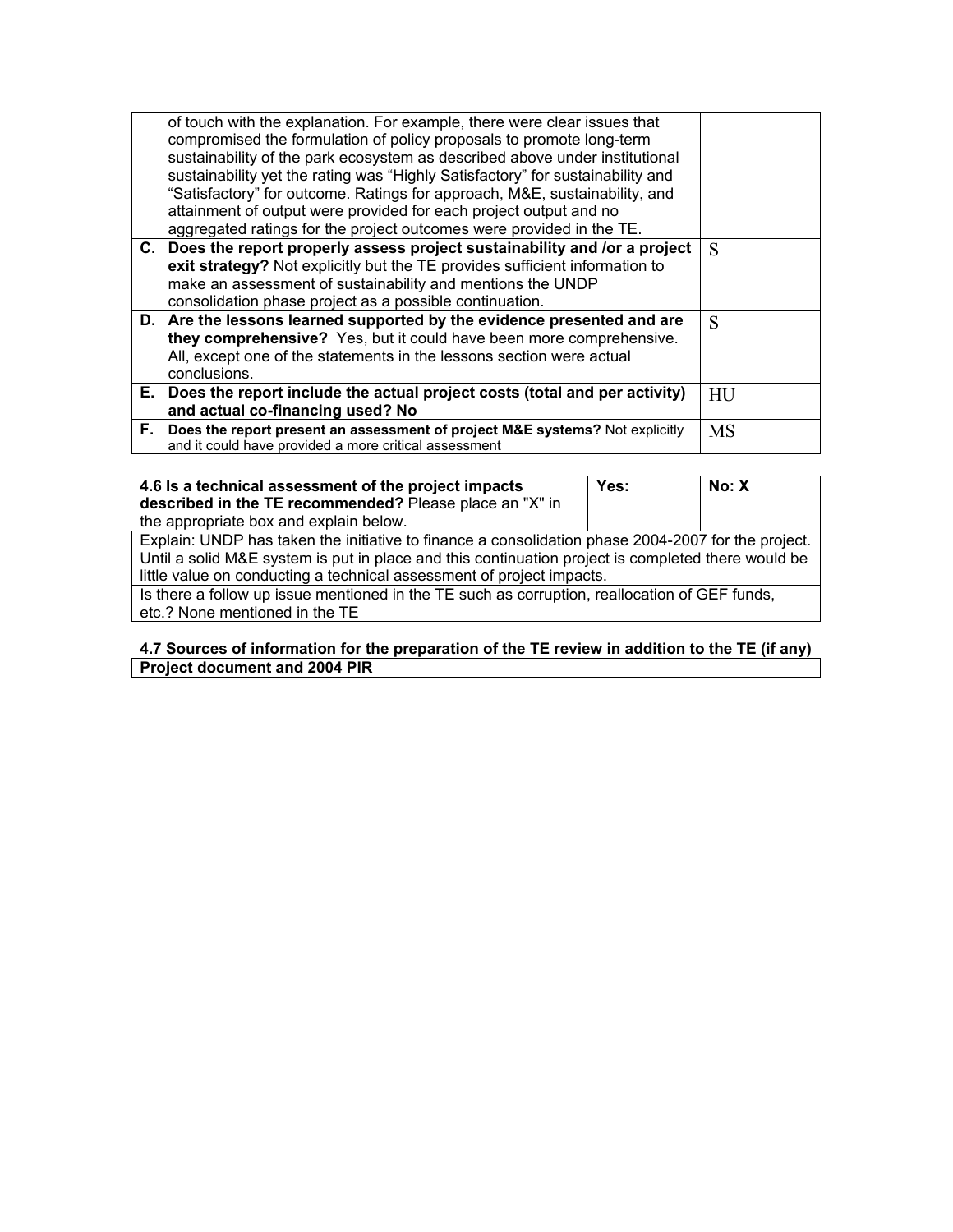| | |
|---|---|
| of touch with the explanation. For example, there were clear issues that compromised the formulation of policy proposals to promote long-term sustainability of the park ecosystem as described above under institutional sustainability yet the rating was "Highly Satisfactory" for sustainability and "Satisfactory" for outcome. Ratings for approach, M&E, sustainability, and attainment of output were provided for each project output and no aggregated ratings for the project outcomes were provided in the TE. | |
| **C. Does the report properly assess project sustainability and /or a project exit strategy?** Not explicitly but the TE provides sufficient information to make an assessment of sustainability and mentions the UNDP consolidation phase project as a possible continuation. | S |
| **D. Are the lessons learned supported by the evidence presented and are they comprehensive?** Yes, but it could have been more comprehensive. All, except one of the statements in the lessons section were actual conclusions. | S |
| **E. Does the report include the actual project costs (total and per activity) and actual co-financing used? No** | HU |
| **F. Does the report present an assessment of project M&E systems?** Not explicitly and it could have provided a more critical assessment | MS |

| **4.6 Is a technical assessment of the project impacts described in the TE recommended?** Please place an "X" in the appropriate box and explain below. | **Yes:** | **No: X** |
|---|---|---|
| Explain: UNDP has taken the initiative to finance a consolidation phase 2004-2007 for the project. Until a solid M&E system is put in place and this continuation project is completed there would be little value on conducting a technical assessment of project impacts. | | |
| Is there a follow up issue mentioned in the TE such as corruption, reallocation of GEF funds, etc.? None mentioned in the TE | | |

**4.7 Sources of information for the preparation of the TE review in addition to the TE (if any)**

**Project document and 2004 PIR**